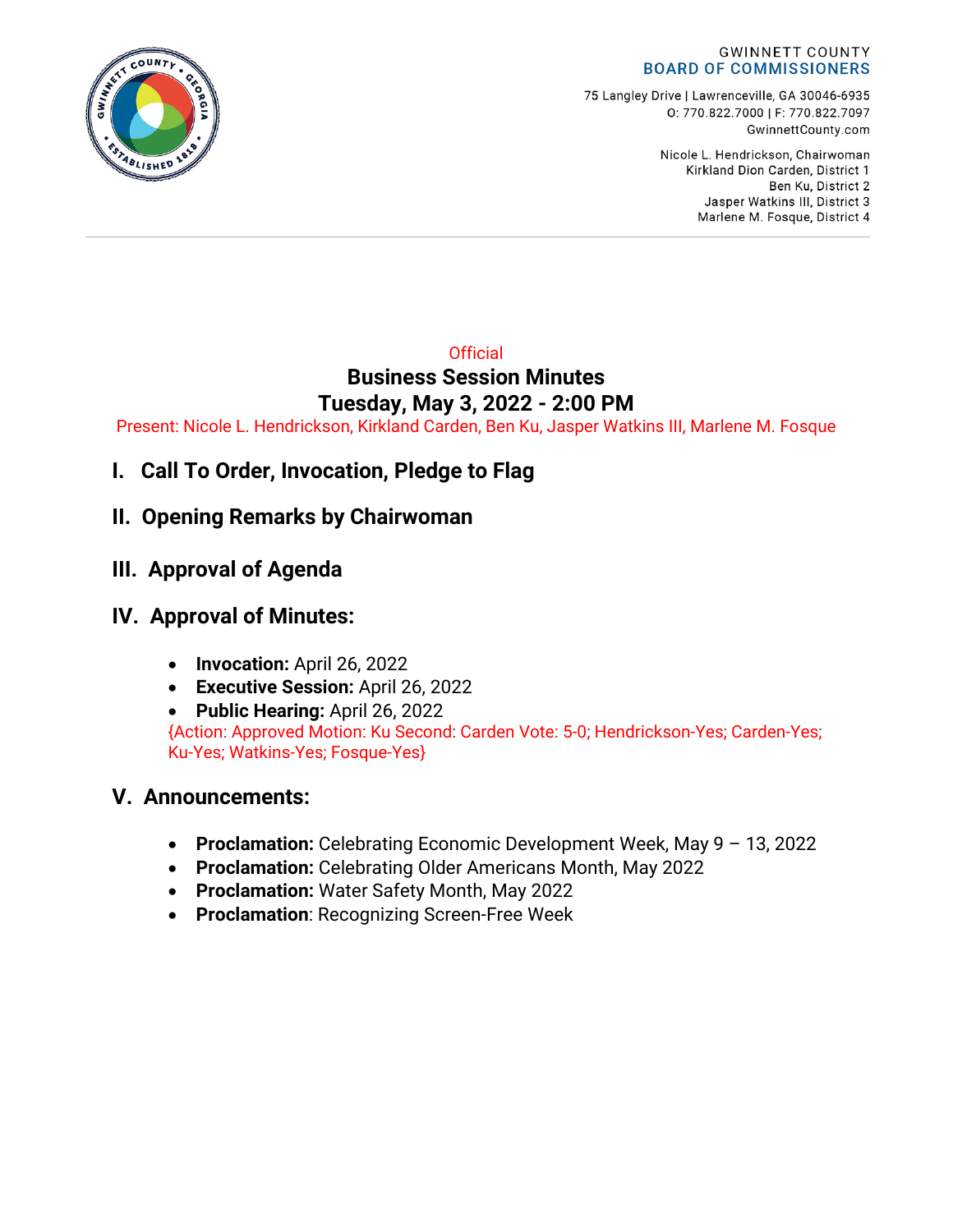GWINNETT COUNTY
**BOARD OF COMMISSIONERS**

75 Langley Drive | Lawrenceville, GA 30046-6935
O: 770.822.7000 | F: 770.822.7097
GwinnettCounty.com

Nicole L. Hendrickson, Chairwoman
Kirkland Dion Carden, District 1
Ben Ku, District 2
Jasper Watkins III, District 3
Marlene M. Fosque, District 4

Official

# Business Session Minutes
# Tuesday, May 3, 2022 - 2:00 PM

Present: Nicole L. Hendrickson, Kirkland Carden, Ben Ku, Jasper Watkins III, Marlene M. Fosque

## I. Call To Order, Invocation, Pledge to Flag

## II. Opening Remarks by Chairwoman

## III. Approval of Agenda

## IV. Approval of Minutes:

- **Invocation:** April 26, 2022
- **Executive Session:** April 26, 2022
- **Public Hearing:** April 26, 2022

{Action: Approved Motion: Ku Second: Carden Vote: 5-0; Hendrickson-Yes; Carden-Yes; Ku-Yes; Watkins-Yes; Fosque-Yes}

## V. Announcements:

- **Proclamation:** Celebrating Economic Development Week, May 9 – 13, 2022
- **Proclamation:** Celebrating Older Americans Month, May 2022
- **Proclamation:** Water Safety Month, May 2022
- **Proclamation**: Recognizing Screen-Free Week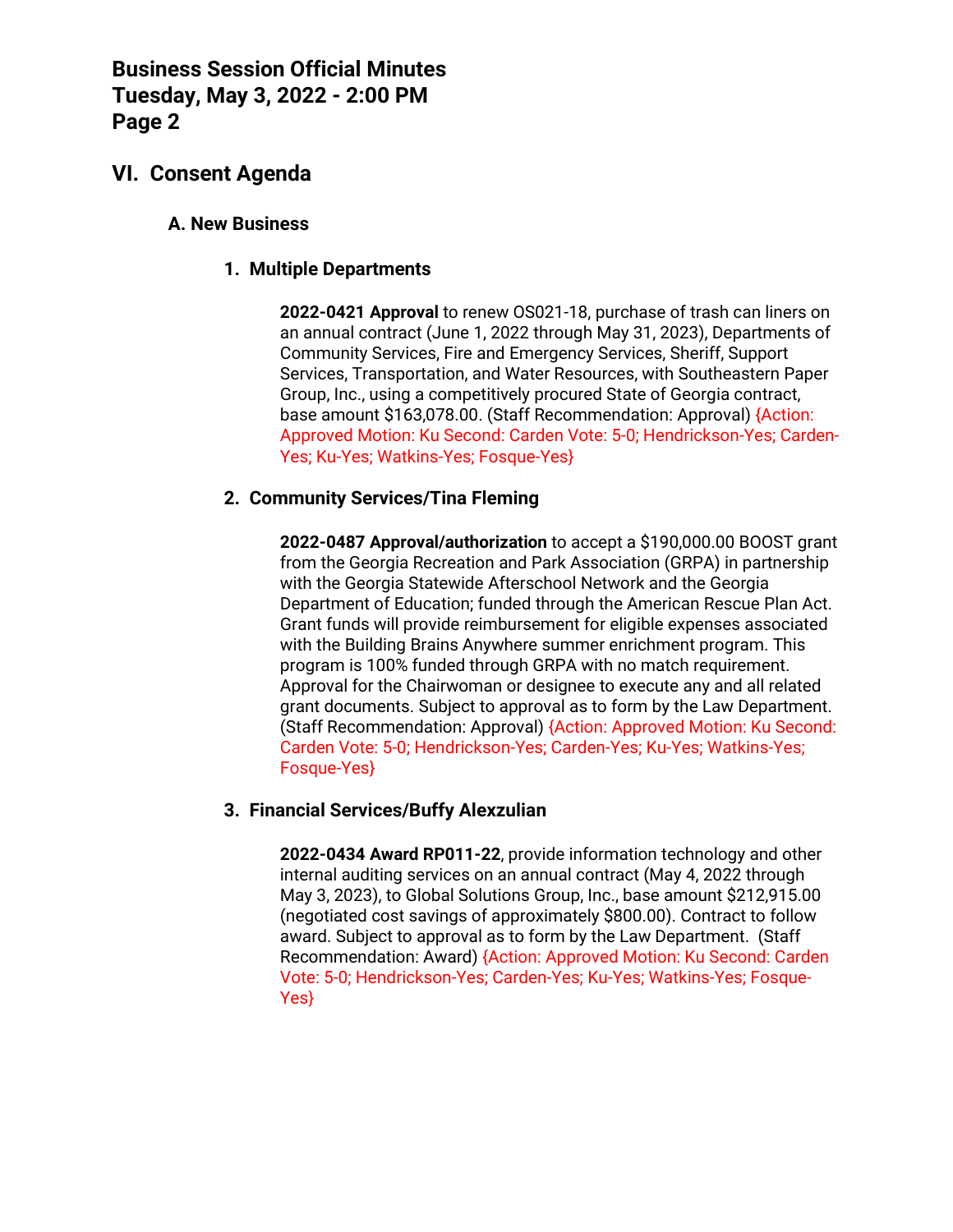## VI. Consent Agenda

### A. New Business

#### 1. Multiple Departments

**2022-0421 Approval** to renew OS021-18, purchase of trash can liners on an annual contract (June 1, 2022 through May 31, 2023), Departments of Community Services, Fire and Emergency Services, Sheriff, Support Services, Transportation, and Water Resources, with Southeastern Paper Group, Inc., using a competitively procured State of Georgia contract, base amount $163,078.00. (Staff Recommendation: Approval) {Action: Approved Motion: Ku Second: Carden Vote: 5-0; Hendrickson-Yes; Carden-Yes; Ku-Yes; Watkins-Yes; Fosque-Yes}

#### 2. Community Services/Tina Fleming

**2022-0487 Approval/authorization** to accept a $190,000.00 BOOST grant from the Georgia Recreation and Park Association (GRPA) in partnership with the Georgia Statewide Afterschool Network and the Georgia Department of Education; funded through the American Rescue Plan Act. Grant funds will provide reimbursement for eligible expenses associated with the Building Brains Anywhere summer enrichment program. This program is 100% funded through GRPA with no match requirement. Approval for the Chairwoman or designee to execute any and all related grant documents. Subject to approval as to form by the Law Department. (Staff Recommendation: Approval) {Action: Approved Motion: Ku Second: Carden Vote: 5-0; Hendrickson-Yes; Carden-Yes; Ku-Yes; Watkins-Yes; Fosque-Yes}

#### 3. Financial Services/Buffy Alexzulian

**2022-0434 Award RP011-22**, provide information technology and other internal auditing services on an annual contract (May 4, 2022 through May 3, 2023), to Global Solutions Group, Inc., base amount $212,915.00 (negotiated cost savings of approximately $800.00). Contract to follow award. Subject to approval as to form by the Law Department. (Staff Recommendation: Award) {Action: Approved Motion: Ku Second: Carden Vote: 5-0; Hendrickson-Yes; Carden-Yes; Ku-Yes; Watkins-Yes; Fosque-Yes}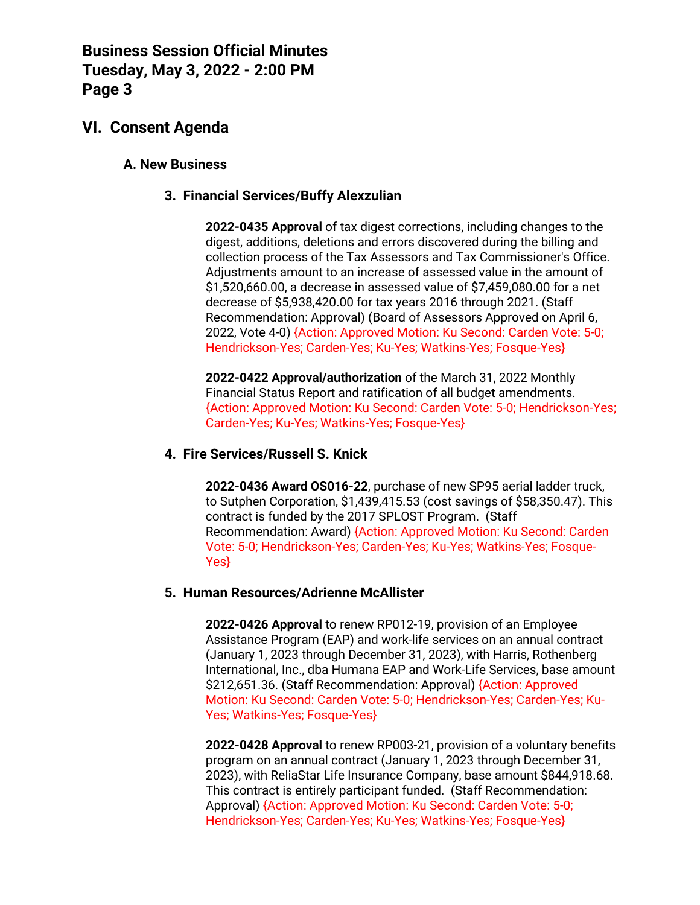## VI. Consent Agenda

### A. New Business

#### 3. Financial Services/Buffy Alexzulian

**2022-0435 Approval** of tax digest corrections, including changes to the digest, additions, deletions and errors discovered during the billing and collection process of the Tax Assessors and Tax Commissioner's Office. Adjustments amount to an increase of assessed value in the amount of $1,520,660.00, a decrease in assessed value of $7,459,080.00 for a net decrease of $5,938,420.00 for tax years 2016 through 2021. (Staff Recommendation: Approval) (Board of Assessors Approved on April 6, 2022, Vote 4-0) {Action: Approved Motion: Ku Second: Carden Vote: 5-0; Hendrickson-Yes; Carden-Yes; Ku-Yes; Watkins-Yes; Fosque-Yes}

**2022-0422 Approval/authorization** of the March 31, 2022 Monthly Financial Status Report and ratification of all budget amendments. {Action: Approved Motion: Ku Second: Carden Vote: 5-0; Hendrickson-Yes; Carden-Yes; Ku-Yes; Watkins-Yes; Fosque-Yes}

#### 4. Fire Services/Russell S. Knick

**2022-0436 Award OS016-22**, purchase of new SP95 aerial ladder truck, to Sutphen Corporation, $1,439,415.53 (cost savings of $58,350.47). This contract is funded by the 2017 SPLOST Program. (Staff Recommendation: Award) {Action: Approved Motion: Ku Second: Carden Vote: 5-0; Hendrickson-Yes; Carden-Yes; Ku-Yes; Watkins-Yes; Fosque-Yes}

#### 5. Human Resources/Adrienne McAllister

**2022-0426 Approval** to renew RP012-19, provision of an Employee Assistance Program (EAP) and work-life services on an annual contract (January 1, 2023 through December 31, 2023), with Harris, Rothenberg International, Inc., dba Humana EAP and Work-Life Services, base amount $212,651.36. (Staff Recommendation: Approval) {Action: Approved Motion: Ku Second: Carden Vote: 5-0; Hendrickson-Yes; Carden-Yes; Ku-Yes; Watkins-Yes; Fosque-Yes}

**2022-0428 Approval** to renew RP003-21, provision of a voluntary benefits program on an annual contract (January 1, 2023 through December 31, 2023), with ReliaStar Life Insurance Company, base amount $844,918.68. This contract is entirely participant funded. (Staff Recommendation: Approval) {Action: Approved Motion: Ku Second: Carden Vote: 5-0; Hendrickson-Yes; Carden-Yes; Ku-Yes; Watkins-Yes; Fosque-Yes}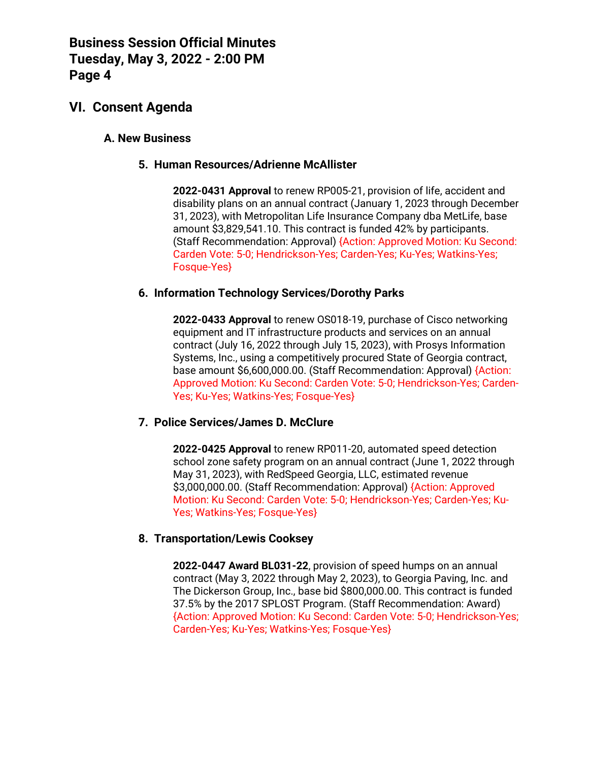## VI. Consent Agenda

### A. New Business

#### 5. Human Resources/Adrienne McAllister

**2022-0431 Approval** to renew RP005-21, provision of life, accident and disability plans on an annual contract (January 1, 2023 through December 31, 2023), with Metropolitan Life Insurance Company dba MetLife, base amount $3,829,541.10. This contract is funded 42% by participants. (Staff Recommendation: Approval) {Action: Approved Motion: Ku Second: Carden Vote: 5-0; Hendrickson-Yes; Carden-Yes; Ku-Yes; Watkins-Yes; Fosque-Yes}

#### 6. Information Technology Services/Dorothy Parks

**2022-0433 Approval** to renew OS018-19, purchase of Cisco networking equipment and IT infrastructure products and services on an annual contract (July 16, 2022 through July 15, 2023), with Prosys Information Systems, Inc., using a competitively procured State of Georgia contract, base amount $6,600,000.00. (Staff Recommendation: Approval) {Action: Approved Motion: Ku Second: Carden Vote: 5-0; Hendrickson-Yes; Carden-Yes; Ku-Yes; Watkins-Yes; Fosque-Yes}

#### 7. Police Services/James D. McClure

**2022-0425 Approval** to renew RP011-20, automated speed detection school zone safety program on an annual contract (June 1, 2022 through May 31, 2023), with RedSpeed Georgia, LLC, estimated revenue $3,000,000.00. (Staff Recommendation: Approval) {Action: Approved Motion: Ku Second: Carden Vote: 5-0; Hendrickson-Yes; Carden-Yes; Ku-Yes; Watkins-Yes; Fosque-Yes}

#### 8. Transportation/Lewis Cooksey

**2022-0447 Award BL031-22**, provision of speed humps on an annual contract (May 3, 2022 through May 2, 2023), to Georgia Paving, Inc. and The Dickerson Group, Inc., base bid $800,000.00. This contract is funded 37.5% by the 2017 SPLOST Program. (Staff Recommendation: Award) {Action: Approved Motion: Ku Second: Carden Vote: 5-0; Hendrickson-Yes; Carden-Yes; Ku-Yes; Watkins-Yes; Fosque-Yes}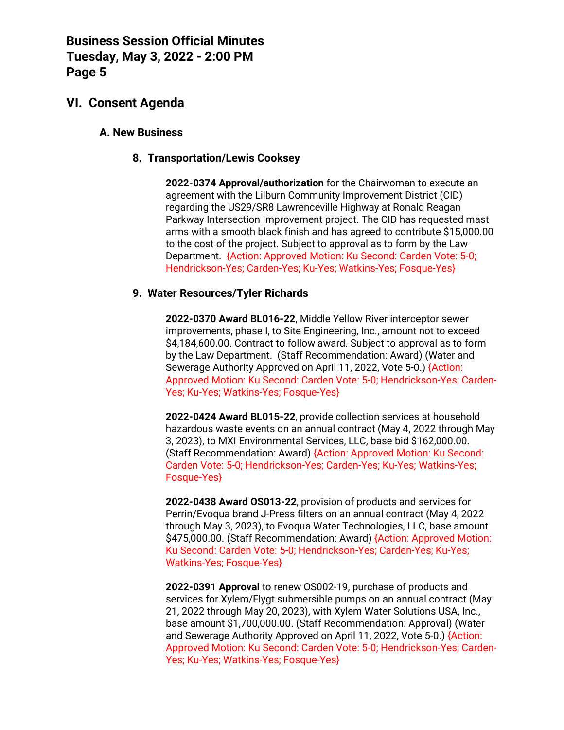## VI. Consent Agenda

### A. New Business

#### 8. Transportation/Lewis Cooksey

**2022-0374 Approval/authorization** for the Chairwoman to execute an agreement with the Lilburn Community Improvement District (CID) regarding the US29/SR8 Lawrenceville Highway at Ronald Reagan Parkway Intersection Improvement project. The CID has requested mast arms with a smooth black finish and has agreed to contribute $15,000.00 to the cost of the project. Subject to approval as to form by the Law Department. {Action: Approved Motion: Ku Second: Carden Vote: 5-0; Hendrickson-Yes; Carden-Yes; Ku-Yes; Watkins-Yes; Fosque-Yes}

#### 9. Water Resources/Tyler Richards

**2022-0370 Award BL016-22**, Middle Yellow River interceptor sewer improvements, phase I, to Site Engineering, Inc., amount not to exceed $4,184,600.00. Contract to follow award. Subject to approval as to form by the Law Department. (Staff Recommendation: Award) (Water and Sewerage Authority Approved on April 11, 2022, Vote 5-0.) {Action: Approved Motion: Ku Second: Carden Vote: 5-0; Hendrickson-Yes; Carden-Yes; Ku-Yes; Watkins-Yes; Fosque-Yes}

**2022-0424 Award BL015-22**, provide collection services at household hazardous waste events on an annual contract (May 4, 2022 through May 3, 2023), to MXI Environmental Services, LLC, base bid $162,000.00. (Staff Recommendation: Award) {Action: Approved Motion: Ku Second: Carden Vote: 5-0; Hendrickson-Yes; Carden-Yes; Ku-Yes; Watkins-Yes; Fosque-Yes}

**2022-0438 Award OS013-22**, provision of products and services for Perrin/Evoqua brand J-Press filters on an annual contract (May 4, 2022 through May 3, 2023), to Evoqua Water Technologies, LLC, base amount $475,000.00. (Staff Recommendation: Award) {Action: Approved Motion: Ku Second: Carden Vote: 5-0; Hendrickson-Yes; Carden-Yes; Ku-Yes; Watkins-Yes; Fosque-Yes}

**2022-0391 Approval** to renew OS002-19, purchase of products and services for Xylem/Flygt submersible pumps on an annual contract (May 21, 2022 through May 20, 2023), with Xylem Water Solutions USA, Inc., base amount $1,700,000.00. (Staff Recommendation: Approval) (Water and Sewerage Authority Approved on April 11, 2022, Vote 5-0.) {Action: Approved Motion: Ku Second: Carden Vote: 5-0; Hendrickson-Yes; Carden-Yes; Ku-Yes; Watkins-Yes; Fosque-Yes}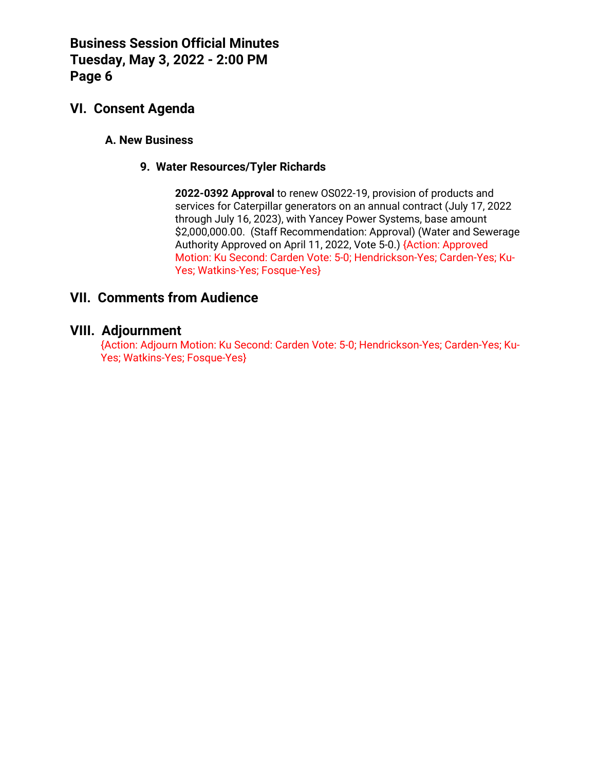## VI. Consent Agenda

### A. New Business

#### 9. Water Resources/Tyler Richards

**2022-0392 Approval** to renew OS022-19, provision of products and services for Caterpillar generators on an annual contract (July 17, 2022 through July 16, 2023), with Yancey Power Systems, base amount $2,000,000.00. (Staff Recommendation: Approval) (Water and Sewerage Authority Approved on April 11, 2022, Vote 5-0.) {Action: Approved Motion: Ku Second: Carden Vote: 5-0; Hendrickson-Yes; Carden-Yes; Ku-Yes; Watkins-Yes; Fosque-Yes}

## VII. Comments from Audience

## VIII. Adjournment

{Action: Adjourn Motion: Ku Second: Carden Vote: 5-0; Hendrickson-Yes; Carden-Yes; Ku-Yes; Watkins-Yes; Fosque-Yes}